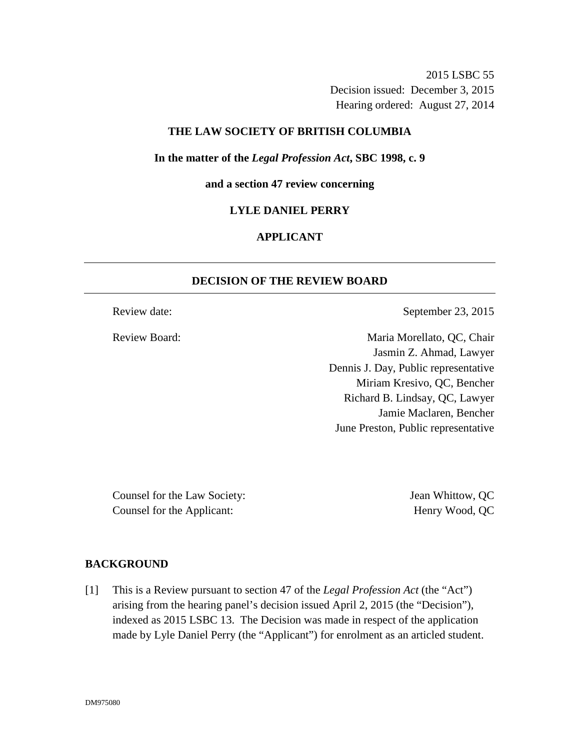2015 LSBC 55
Decision issued: December 3, 2015
Hearing ordered: August 27, 2014

**THE LAW SOCIETY OF BRITISH COLUMBIA**

**In the matter of the *Legal Profession Act*, SBC 1998, c. 9**

**and a section 47 review concerning**

**LYLE DANIEL PERRY**

**APPLICANT**

---

## DECISION OF THE REVIEW BOARD

---

Review date: September 23, 2015

Review Board:
Maria Morellato, QC, Chair
Jasmin Z. Ahmad, Lawyer
Dennis J. Day, Public representative
Miriam Kresivo, QC, Bencher
Richard B. Lindsay, QC, Lawyer
Jamie Maclaren, Bencher
June Preston, Public representative

Counsel for the Law Society: Jean Whittow, QC
Counsel for the Applicant: Henry Wood, QC

## BACKGROUND

[1] This is a Review pursuant to section 47 of the *Legal Profession Act* (the "Act") arising from the hearing panel's decision issued April 2, 2015 (the "Decision"), indexed as 2015 LSBC 13. The Decision was made in respect of the application made by Lyle Daniel Perry (the "Applicant") for enrolment as an articled student.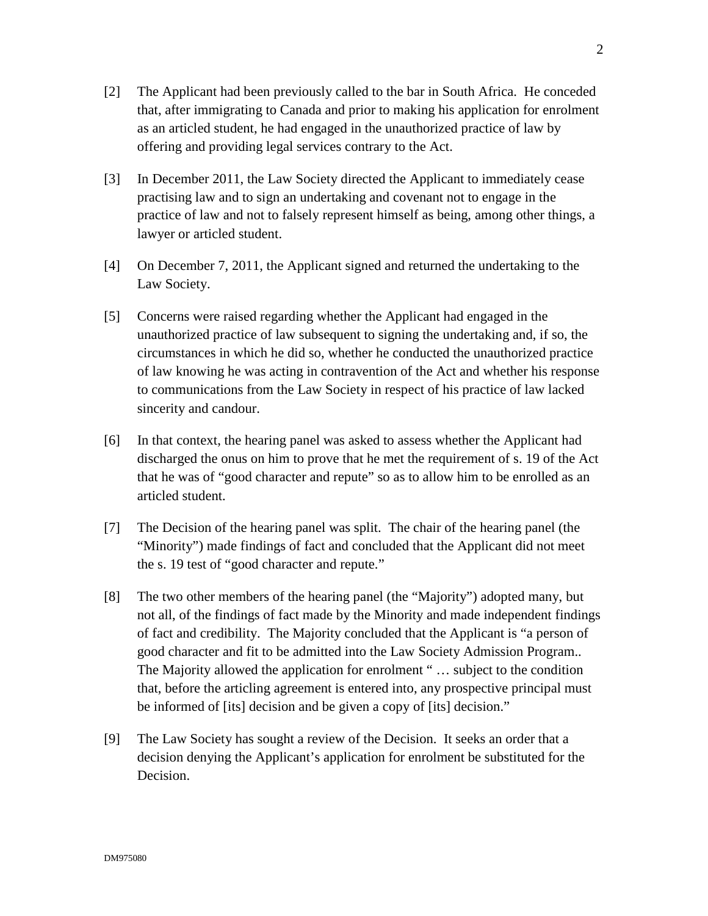[2] The Applicant had been previously called to the bar in South Africa. He conceded that, after immigrating to Canada and prior to making his application for enrolment as an articled student, he had engaged in the unauthorized practice of law by offering and providing legal services contrary to the Act.

[3] In December 2011, the Law Society directed the Applicant to immediately cease practising law and to sign an undertaking and covenant not to engage in the practice of law and not to falsely represent himself as being, among other things, a lawyer or articled student.

[4] On December 7, 2011, the Applicant signed and returned the undertaking to the Law Society.

[5] Concerns were raised regarding whether the Applicant had engaged in the unauthorized practice of law subsequent to signing the undertaking and, if so, the circumstances in which he did so, whether he conducted the unauthorized practice of law knowing he was acting in contravention of the Act and whether his response to communications from the Law Society in respect of his practice of law lacked sincerity and candour.

[6] In that context, the hearing panel was asked to assess whether the Applicant had discharged the onus on him to prove that he met the requirement of s. 19 of the Act that he was of "good character and repute" so as to allow him to be enrolled as an articled student.

[7] The Decision of the hearing panel was split. The chair of the hearing panel (the "Minority") made findings of fact and concluded that the Applicant did not meet the s. 19 test of "good character and repute."

[8] The two other members of the hearing panel (the "Majority") adopted many, but not all, of the findings of fact made by the Minority and made independent findings of fact and credibility. The Majority concluded that the Applicant is "a person of good character and fit to be admitted into the Law Society Admission Program.. The Majority allowed the application for enrolment " … subject to the condition that, before the articling agreement is entered into, any prospective principal must be informed of [its] decision and be given a copy of [its] decision."

[9] The Law Society has sought a review of the Decision. It seeks an order that a decision denying the Applicant's application for enrolment be substituted for the Decision.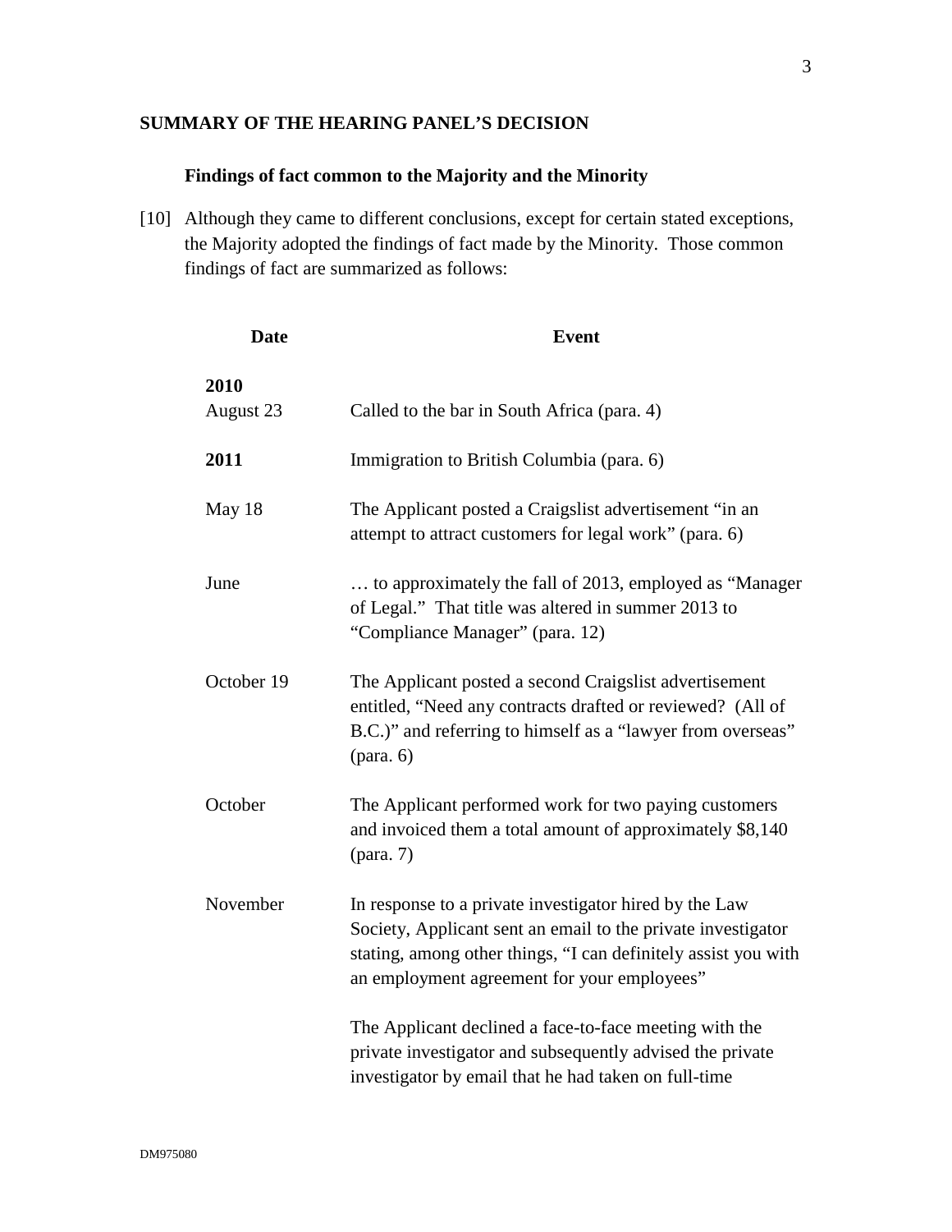## SUMMARY OF THE HEARING PANEL'S DECISION

### Findings of fact common to the Majority and the Minority

[10] Although they came to different conclusions, except for certain stated exceptions, the Majority adopted the findings of fact made by the Minority. Those common findings of fact are summarized as follows:

| Date | Event |
|---|---|
| **2010** | |
| August 23 | Called to the bar in South Africa (para. 4) |
| **2011** | Immigration to British Columbia (para. 6) |
| May 18 | The Applicant posted a Craigslist advertisement "in an attempt to attract customers for legal work" (para. 6) |
| June | … to approximately the fall of 2013, employed as "Manager of Legal." That title was altered in summer 2013 to "Compliance Manager" (para. 12) |
| October 19 | The Applicant posted a second Craigslist advertisement entitled, "Need any contracts drafted or reviewed? (All of B.C.)" and referring to himself as a "lawyer from overseas" (para. 6) |
| October | The Applicant performed work for two paying customers and invoiced them a total amount of approximately $8,140 (para. 7) |
| November | In response to a private investigator hired by the Law Society, Applicant sent an email to the private investigator stating, among other things, "I can definitely assist you with an employment agreement for your employees" |
| | The Applicant declined a face-to-face meeting with the private investigator and subsequently advised the private investigator by email that he had taken on full-time |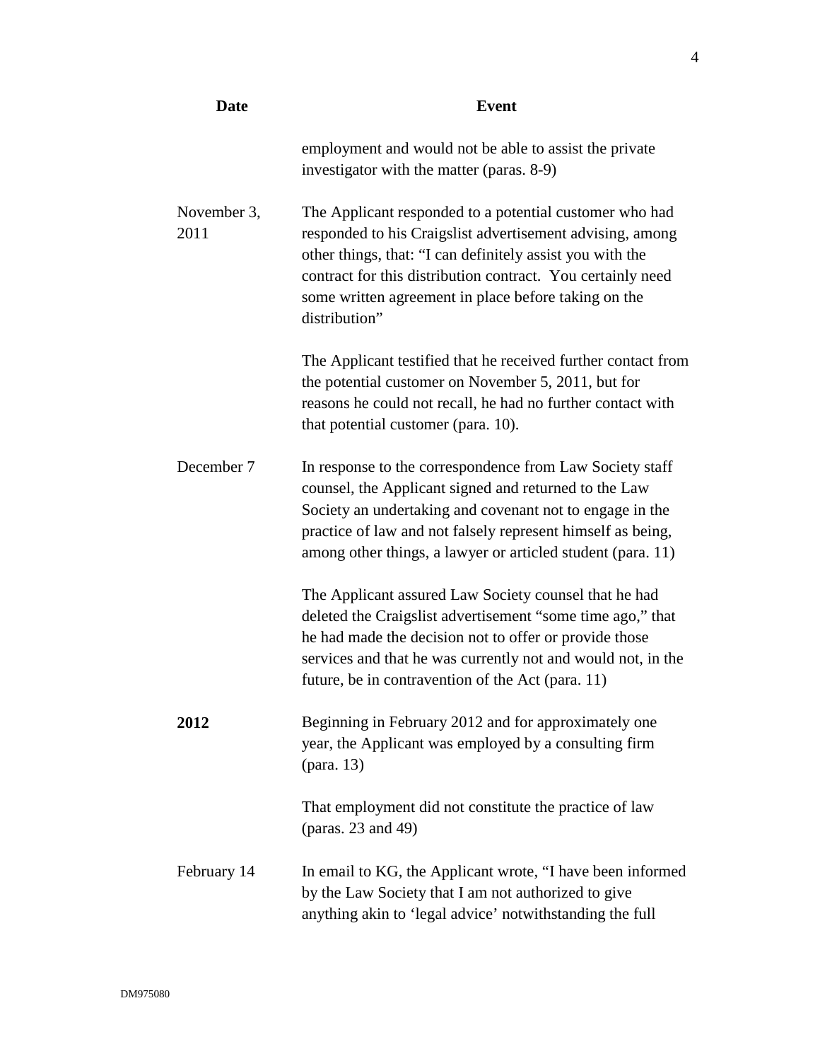| Date | Event |
|---|---|
| | employment and would not be able to assist the private investigator with the matter (paras. 8-9) |
| November 3, 2011 | The Applicant responded to a potential customer who had responded to his Craigslist advertisement advising, among other things, that: "I can definitely assist you with the contract for this distribution contract. You certainly need some written agreement in place before taking on the distribution"<br><br>The Applicant testified that he received further contact from the potential customer on November 5, 2011, but for reasons he could not recall, he had no further contact with that potential customer (para. 10). |
| December 7 | In response to the correspondence from Law Society staff counsel, the Applicant signed and returned to the Law Society an undertaking and covenant not to engage in the practice of law and not falsely represent himself as being, among other things, a lawyer or articled student (para. 11)<br><br>The Applicant assured Law Society counsel that he had deleted the Craigslist advertisement "some time ago," that he had made the decision not to offer or provide those services and that he was currently not and would not, in the future, be in contravention of the Act (para. 11) |
| **2012** | Beginning in February 2012 and for approximately one year, the Applicant was employed by a consulting firm (para. 13)<br><br>That employment did not constitute the practice of law (paras. 23 and 49) |
| February 14 | In email to KG, the Applicant wrote, "I have been informed by the Law Society that I am not authorized to give anything akin to 'legal advice' notwithstanding the full |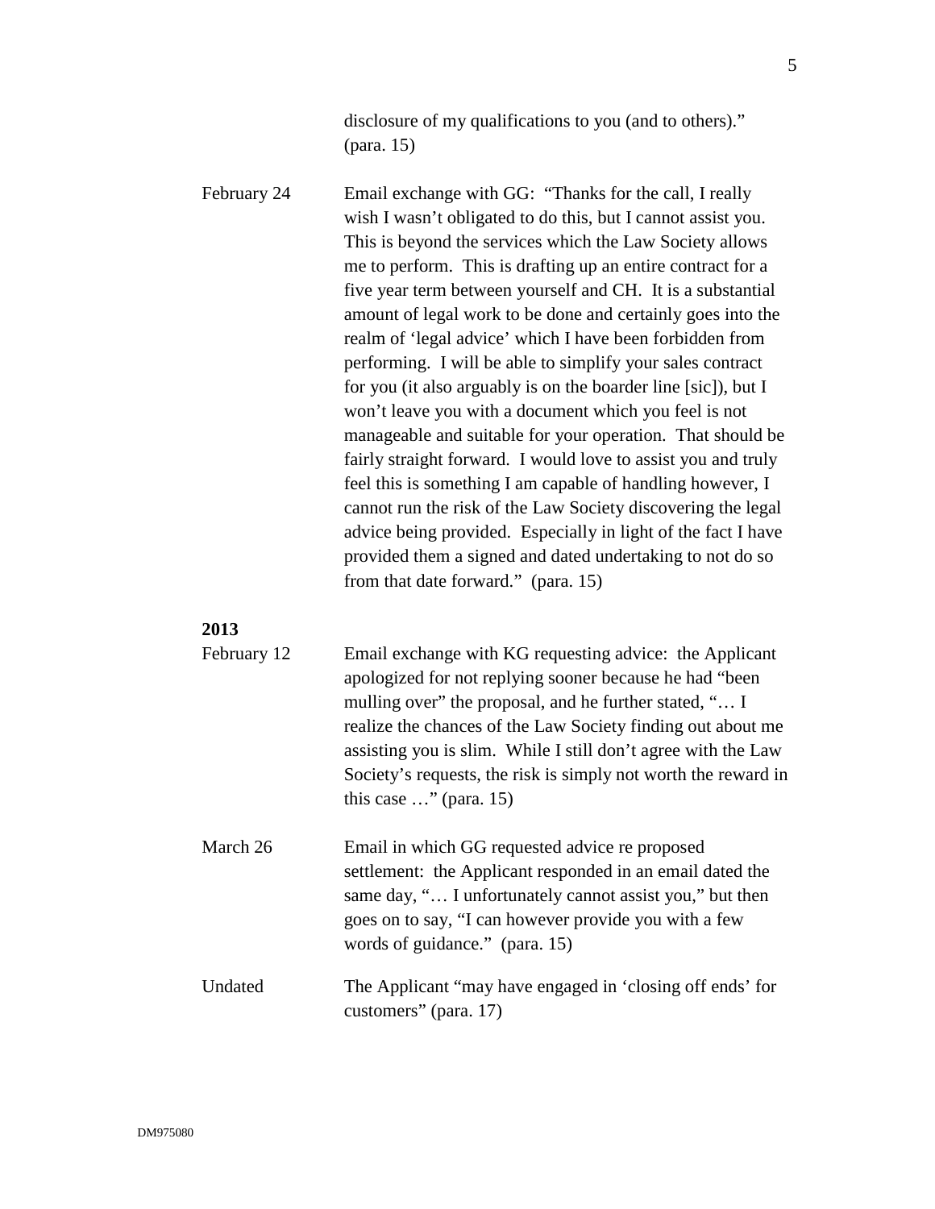disclosure of my qualifications to you (and to others)." (para. 15)

| | |
|---|---|
| February 24 | Email exchange with GG: "Thanks for the call, I really wish I wasn't obligated to do this, but I cannot assist you. This is beyond the services which the Law Society allows me to perform. This is drafting up an entire contract for a five year term between yourself and CH. It is a substantial amount of legal work to be done and certainly goes into the realm of 'legal advice' which I have been forbidden from performing. I will be able to simplify your sales contract for you (it also arguably is on the boarder line [sic]), but I won't leave you with a document which you feel is not manageable and suitable for your operation. That should be fairly straight forward. I would love to assist you and truly feel this is something I am capable of handling however, I cannot run the risk of the Law Society discovering the legal advice being provided. Especially in light of the fact I have provided them a signed and dated undertaking to not do so from that date forward." (para. 15) |
| **2013** | |
| February 12 | Email exchange with KG requesting advice: the Applicant apologized for not replying sooner because he had "been mulling over" the proposal, and he further stated, "… I realize the chances of the Law Society finding out about me assisting you is slim. While I still don't agree with the Law Society's requests, the risk is simply not worth the reward in this case …" (para. 15) |
| March 26 | Email in which GG requested advice re proposed settlement: the Applicant responded in an email dated the same day, "… I unfortunately cannot assist you," but then goes on to say, "I can however provide you with a few words of guidance." (para. 15) |
| Undated | The Applicant "may have engaged in 'closing off ends' for customers" (para. 17) |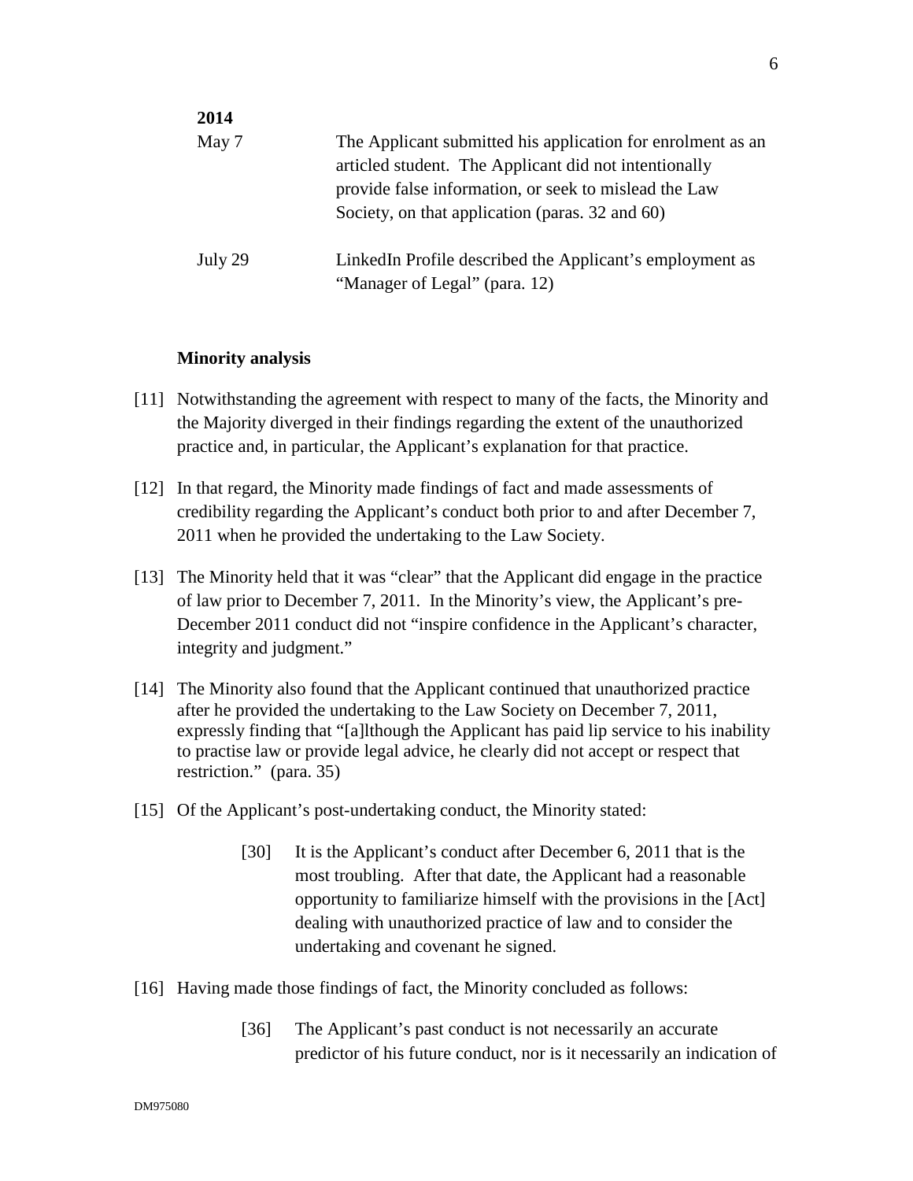| **2014** | |
|---|---|
| May 7 | The Applicant submitted his application for enrolment as an articled student. The Applicant did not intentionally provide false information, or seek to mislead the Law Society, on that application (paras. 32 and 60) |
| July 29 | LinkedIn Profile described the Applicant's employment as "Manager of Legal" (para. 12) |

**Minority analysis**

[11] Notwithstanding the agreement with respect to many of the facts, the Minority and the Majority diverged in their findings regarding the extent of the unauthorized practice and, in particular, the Applicant's explanation for that practice.

[12] In that regard, the Minority made findings of fact and made assessments of credibility regarding the Applicant's conduct both prior to and after December 7, 2011 when he provided the undertaking to the Law Society.

[13] The Minority held that it was "clear" that the Applicant did engage in the practice of law prior to December 7, 2011. In the Minority's view, the Applicant's pre-December 2011 conduct did not "inspire confidence in the Applicant's character, integrity and judgment."

[14] The Minority also found that the Applicant continued that unauthorized practice after he provided the undertaking to the Law Society on December 7, 2011, expressly finding that "[a]lthough the Applicant has paid lip service to his inability to practise law or provide legal advice, he clearly did not accept or respect that restriction." (para. 35)

[15] Of the Applicant's post-undertaking conduct, the Minority stated:

> [30] It is the Applicant's conduct after December 6, 2011 that is the most troubling. After that date, the Applicant had a reasonable opportunity to familiarize himself with the provisions in the [Act] dealing with unauthorized practice of law and to consider the undertaking and covenant he signed.

[16] Having made those findings of fact, the Minority concluded as follows:

> [36] The Applicant's past conduct is not necessarily an accurate predictor of his future conduct, nor is it necessarily an indication of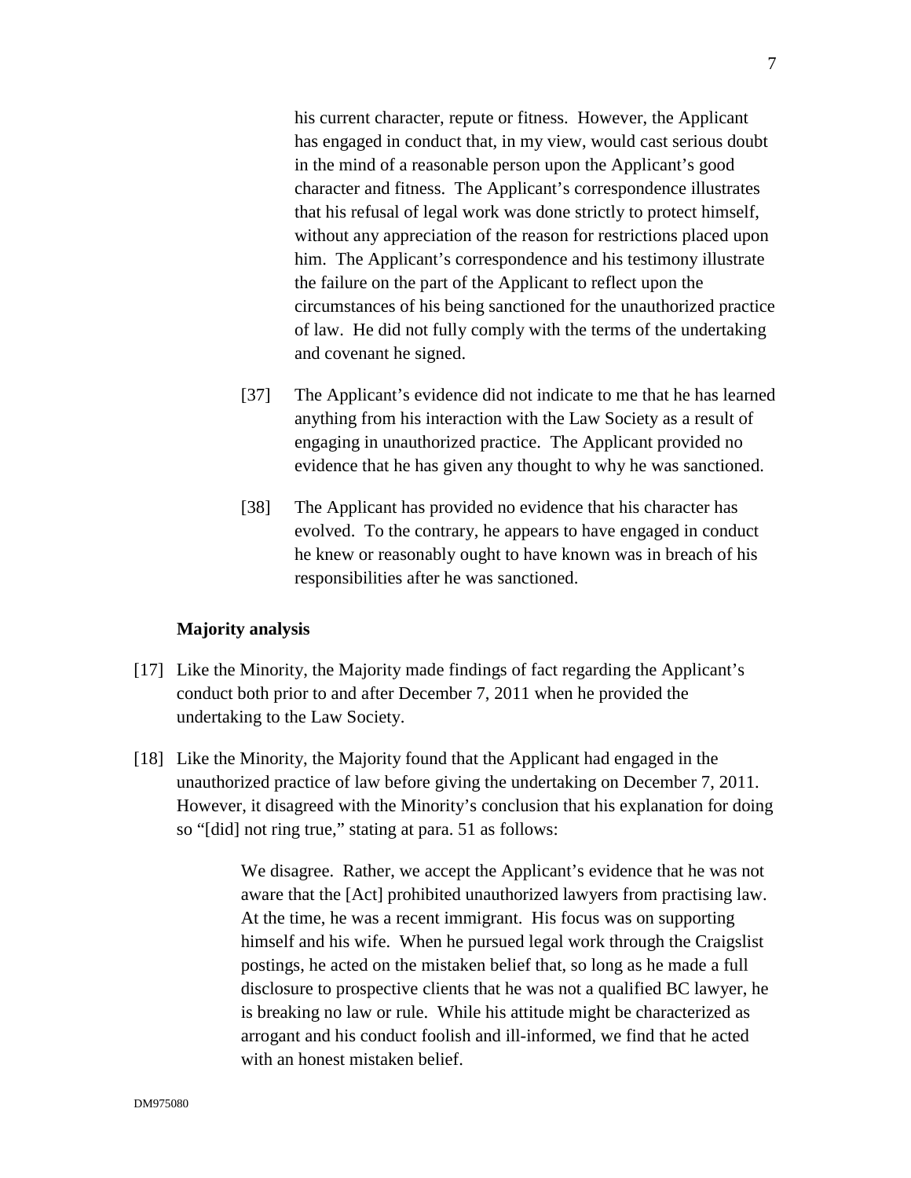> his current character, repute or fitness. However, the Applicant has engaged in conduct that, in my view, would cast serious doubt in the mind of a reasonable person upon the Applicant's good character and fitness. The Applicant's correspondence illustrates that his refusal of legal work was done strictly to protect himself, without any appreciation of the reason for restrictions placed upon him. The Applicant's correspondence and his testimony illustrate the failure on the part of the Applicant to reflect upon the circumstances of his being sanctioned for the unauthorized practice of law. He did not fully comply with the terms of the undertaking and covenant he signed.
>
> [37] The Applicant's evidence did not indicate to me that he has learned anything from his interaction with the Law Society as a result of engaging in unauthorized practice. The Applicant provided no evidence that he has given any thought to why he was sanctioned.
>
> [38] The Applicant has provided no evidence that his character has evolved. To the contrary, he appears to have engaged in conduct he knew or reasonably ought to have known was in breach of his responsibilities after he was sanctioned.

**Majority analysis**

[17] Like the Minority, the Majority made findings of fact regarding the Applicant's conduct both prior to and after December 7, 2011 when he provided the undertaking to the Law Society.

[18] Like the Minority, the Majority found that the Applicant had engaged in the unauthorized practice of law before giving the undertaking on December 7, 2011. However, it disagreed with the Minority's conclusion that his explanation for doing so "[did] not ring true," stating at para. 51 as follows:

> We disagree. Rather, we accept the Applicant's evidence that he was not aware that the [Act] prohibited unauthorized lawyers from practising law. At the time, he was a recent immigrant. His focus was on supporting himself and his wife. When he pursued legal work through the Craigslist postings, he acted on the mistaken belief that, so long as he made a full disclosure to prospective clients that he was not a qualified BC lawyer, he is breaking no law or rule. While his attitude might be characterized as arrogant and his conduct foolish and ill-informed, we find that he acted with an honest mistaken belief.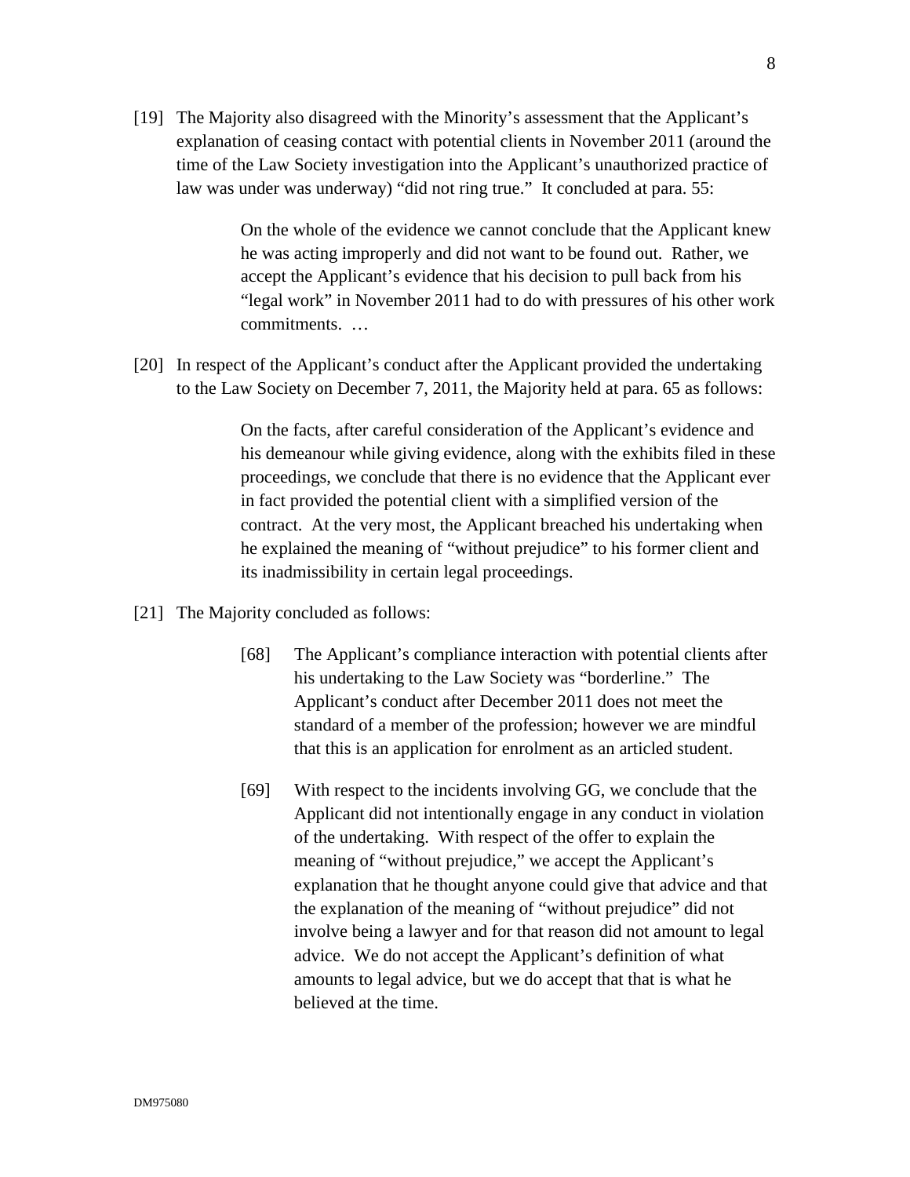[19] The Majority also disagreed with the Minority's assessment that the Applicant's explanation of ceasing contact with potential clients in November 2011 (around the time of the Law Society investigation into the Applicant's unauthorized practice of law was under was underway) "did not ring true." It concluded at para. 55:

> On the whole of the evidence we cannot conclude that the Applicant knew he was acting improperly and did not want to be found out. Rather, we accept the Applicant's evidence that his decision to pull back from his "legal work" in November 2011 had to do with pressures of his other work commitments. …

[20] In respect of the Applicant's conduct after the Applicant provided the undertaking to the Law Society on December 7, 2011, the Majority held at para. 65 as follows:

> On the facts, after careful consideration of the Applicant's evidence and his demeanour while giving evidence, along with the exhibits filed in these proceedings, we conclude that there is no evidence that the Applicant ever in fact provided the potential client with a simplified version of the contract. At the very most, the Applicant breached his undertaking when he explained the meaning of "without prejudice" to his former client and its inadmissibility in certain legal proceedings.

[21] The Majority concluded as follows:

> [68] The Applicant's compliance interaction with potential clients after his undertaking to the Law Society was "borderline." The Applicant's conduct after December 2011 does not meet the standard of a member of the profession; however we are mindful that this is an application for enrolment as an articled student.
>
> [69] With respect to the incidents involving GG, we conclude that the Applicant did not intentionally engage in any conduct in violation of the undertaking. With respect of the offer to explain the meaning of "without prejudice," we accept the Applicant's explanation that he thought anyone could give that advice and that the explanation of the meaning of "without prejudice" did not involve being a lawyer and for that reason did not amount to legal advice. We do not accept the Applicant's definition of what amounts to legal advice, but we do accept that that is what he believed at the time.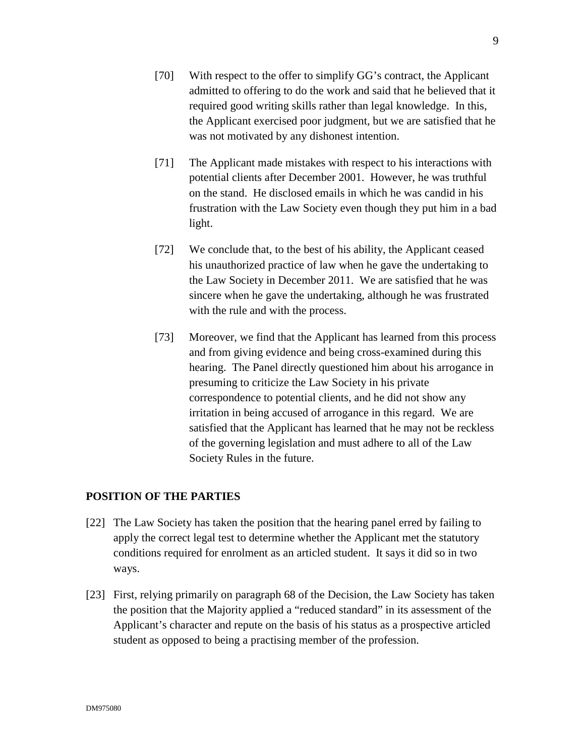> [70] With respect to the offer to simplify GG's contract, the Applicant admitted to offering to do the work and said that he believed that it required good writing skills rather than legal knowledge. In this, the Applicant exercised poor judgment, but we are satisfied that he was not motivated by any dishonest intention.
>
> [71] The Applicant made mistakes with respect to his interactions with potential clients after December 2001. However, he was truthful on the stand. He disclosed emails in which he was candid in his frustration with the Law Society even though they put him in a bad light.
>
> [72] We conclude that, to the best of his ability, the Applicant ceased his unauthorized practice of law when he gave the undertaking to the Law Society in December 2011. We are satisfied that he was sincere when he gave the undertaking, although he was frustrated with the rule and with the process.
>
> [73] Moreover, we find that the Applicant has learned from this process and from giving evidence and being cross-examined during this hearing. The Panel directly questioned him about his arrogance in presuming to criticize the Law Society in his private correspondence to potential clients, and he did not show any irritation in being accused of arrogance in this regard. We are satisfied that the Applicant has learned that he may not be reckless of the governing legislation and must adhere to all of the Law Society Rules in the future.

## POSITION OF THE PARTIES

[22] The Law Society has taken the position that the hearing panel erred by failing to apply the correct legal test to determine whether the Applicant met the statutory conditions required for enrolment as an articled student. It says it did so in two ways.

[23] First, relying primarily on paragraph 68 of the Decision, the Law Society has taken the position that the Majority applied a "reduced standard" in its assessment of the Applicant's character and repute on the basis of his status as a prospective articled student as opposed to being a practising member of the profession.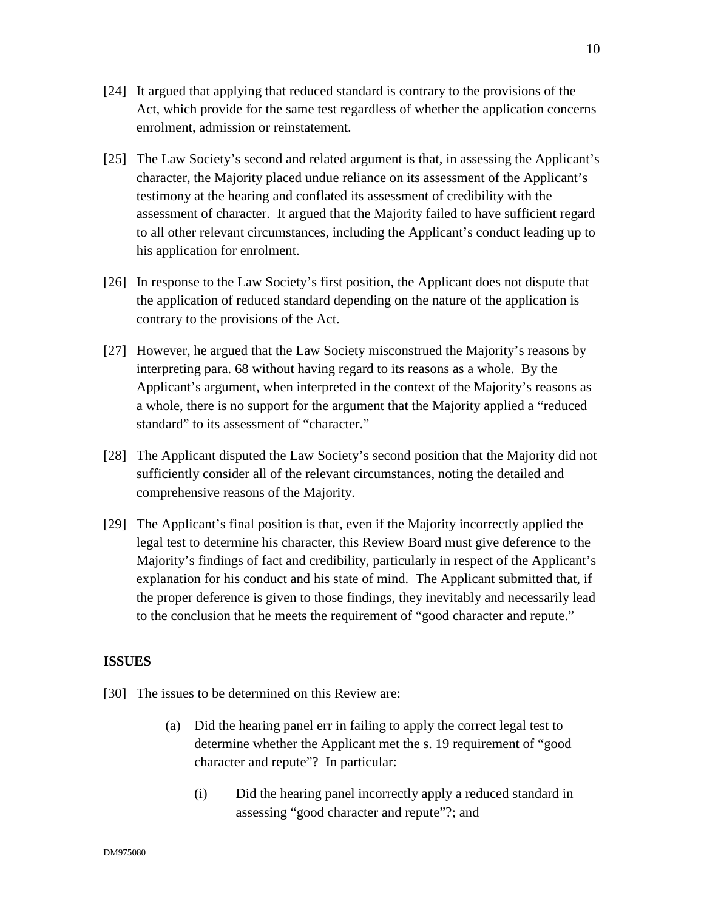[24] It argued that applying that reduced standard is contrary to the provisions of the Act, which provide for the same test regardless of whether the application concerns enrolment, admission or reinstatement.

[25] The Law Society's second and related argument is that, in assessing the Applicant's character, the Majority placed undue reliance on its assessment of the Applicant's testimony at the hearing and conflated its assessment of credibility with the assessment of character. It argued that the Majority failed to have sufficient regard to all other relevant circumstances, including the Applicant's conduct leading up to his application for enrolment.

[26] In response to the Law Society's first position, the Applicant does not dispute that the application of reduced standard depending on the nature of the application is contrary to the provisions of the Act.

[27] However, he argued that the Law Society misconstrued the Majority's reasons by interpreting para. 68 without having regard to its reasons as a whole. By the Applicant's argument, when interpreted in the context of the Majority's reasons as a whole, there is no support for the argument that the Majority applied a "reduced standard" to its assessment of "character."

[28] The Applicant disputed the Law Society's second position that the Majority did not sufficiently consider all of the relevant circumstances, noting the detailed and comprehensive reasons of the Majority.

[29] The Applicant's final position is that, even if the Majority incorrectly applied the legal test to determine his character, this Review Board must give deference to the Majority's findings of fact and credibility, particularly in respect of the Applicant's explanation for his conduct and his state of mind. The Applicant submitted that, if the proper deference is given to those findings, they inevitably and necessarily lead to the conclusion that he meets the requirement of "good character and repute."

**ISSUES**

[30] The issues to be determined on this Review are:

(a) Did the hearing panel err in failing to apply the correct legal test to determine whether the Applicant met the s. 19 requirement of "good character and repute"? In particular:

(i) Did the hearing panel incorrectly apply a reduced standard in assessing "good character and repute"?; and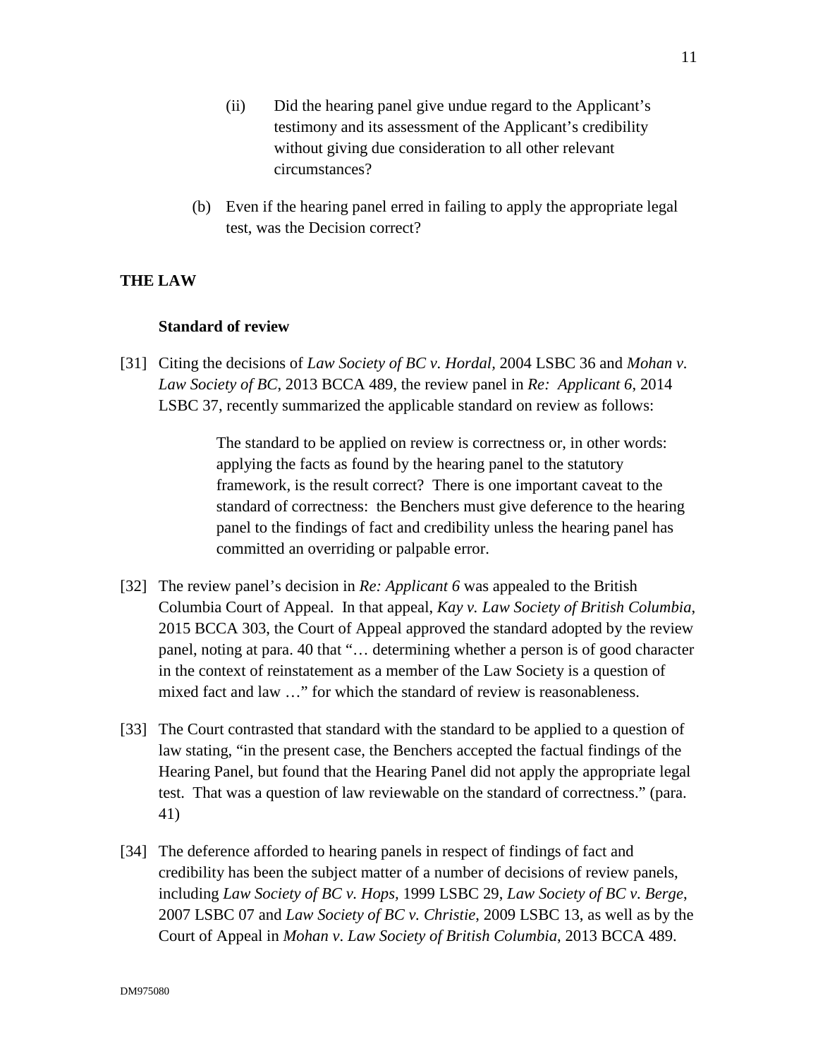(ii) Did the hearing panel give undue regard to the Applicant's testimony and its assessment of the Applicant's credibility without giving due consideration to all other relevant circumstances?

(b) Even if the hearing panel erred in failing to apply the appropriate legal test, was the Decision correct?

## THE LAW

### Standard of review

[31] Citing the decisions of *Law Society of BC v. Hordal*, 2004 LSBC 36 and *Mohan v. Law Society of BC*, 2013 BCCA 489, the review panel in *Re: Applicant 6*, 2014 LSBC 37, recently summarized the applicable standard on review as follows:

> The standard to be applied on review is correctness or, in other words: applying the facts as found by the hearing panel to the statutory framework, is the result correct? There is one important caveat to the standard of correctness: the Benchers must give deference to the hearing panel to the findings of fact and credibility unless the hearing panel has committed an overriding or palpable error.

[32] The review panel's decision in *Re: Applicant 6* was appealed to the British Columbia Court of Appeal. In that appeal, *Kay v. Law Society of British Columbia*, 2015 BCCA 303, the Court of Appeal approved the standard adopted by the review panel, noting at para. 40 that "… determining whether a person is of good character in the context of reinstatement as a member of the Law Society is a question of mixed fact and law …" for which the standard of review is reasonableness.

[33] The Court contrasted that standard with the standard to be applied to a question of law stating, "in the present case, the Benchers accepted the factual findings of the Hearing Panel, but found that the Hearing Panel did not apply the appropriate legal test. That was a question of law reviewable on the standard of correctness." (para. 41)

[34] The deference afforded to hearing panels in respect of findings of fact and credibility has been the subject matter of a number of decisions of review panels, including *Law Society of BC v. Hops*, 1999 LSBC 29, *Law Society of BC v. Berge*, 2007 LSBC 07 and *Law Society of BC v. Christie*, 2009 LSBC 13, as well as by the Court of Appeal in *Mohan v. Law Society of British Columbia*, 2013 BCCA 489.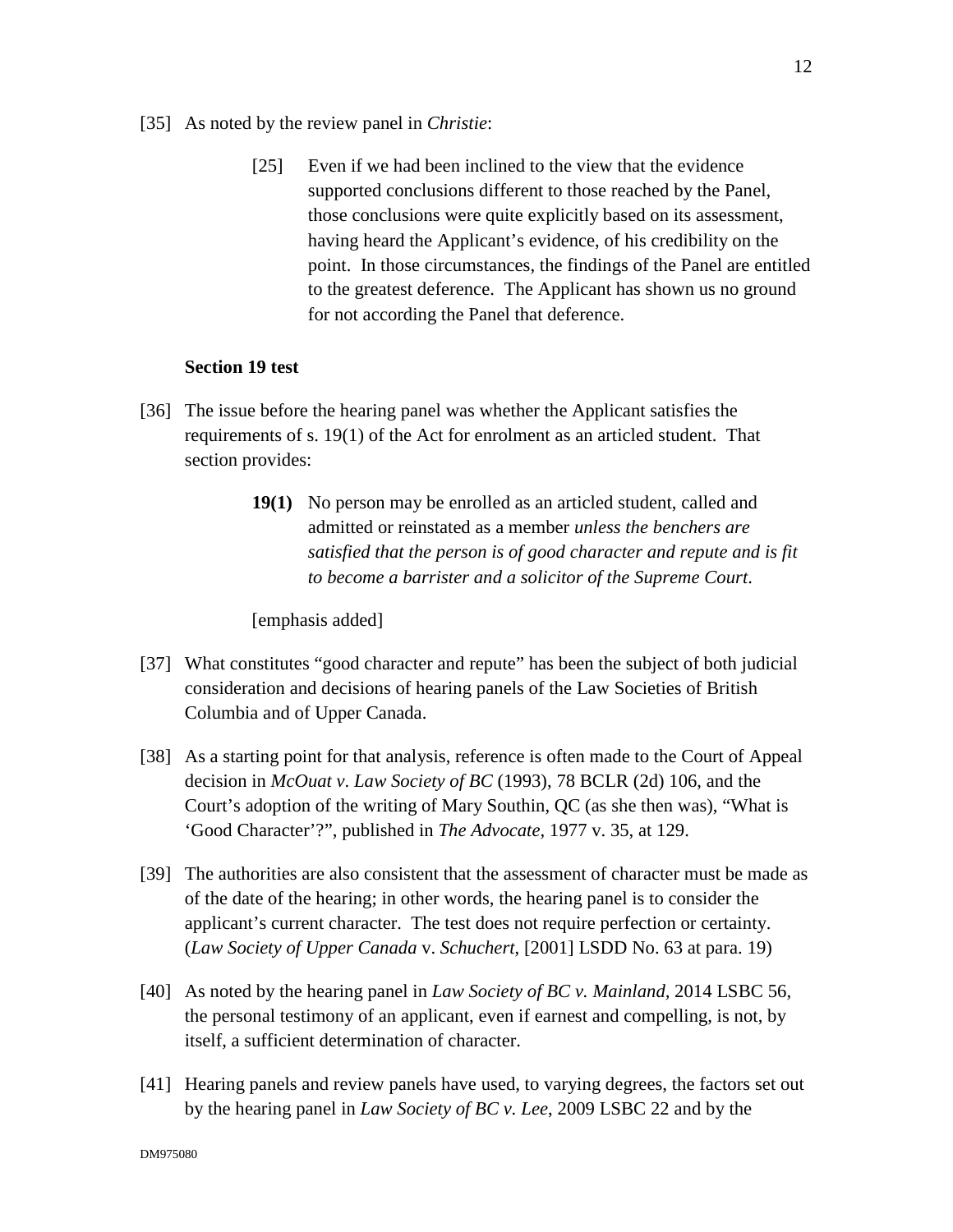[35] As noted by the review panel in *Christie*:

> [25] Even if we had been inclined to the view that the evidence supported conclusions different to those reached by the Panel, those conclusions were quite explicitly based on its assessment, having heard the Applicant's evidence, of his credibility on the point. In those circumstances, the findings of the Panel are entitled to the greatest deference. The Applicant has shown us no ground for not according the Panel that deference.

**Section 19 test**

[36] The issue before the hearing panel was whether the Applicant satisfies the requirements of s. 19(1) of the Act for enrolment as an articled student. That section provides:

> **19(1)** No person may be enrolled as an articled student, called and admitted or reinstated as a member *unless the benchers are satisfied that the person is of good character and repute and is fit to become a barrister and a solicitor of the Supreme Court*.

[emphasis added]

[37] What constitutes "good character and repute" has been the subject of both judicial consideration and decisions of hearing panels of the Law Societies of British Columbia and of Upper Canada.

[38] As a starting point for that analysis, reference is often made to the Court of Appeal decision in *McOuat v. Law Society of BC* (1993), 78 BCLR (2d) 106, and the Court's adoption of the writing of Mary Southin, QC (as she then was), "What is 'Good Character'?", published in *The Advocate*, 1977 v. 35, at 129.

[39] The authorities are also consistent that the assessment of character must be made as of the date of the hearing; in other words, the hearing panel is to consider the applicant's current character. The test does not require perfection or certainty. (*Law Society of Upper Canada* v. *Schuchert*, [2001] LSDD No. 63 at para. 19)

[40] As noted by the hearing panel in *Law Society of BC v. Mainland*, 2014 LSBC 56, the personal testimony of an applicant, even if earnest and compelling, is not, by itself, a sufficient determination of character.

[41] Hearing panels and review panels have used, to varying degrees, the factors set out by the hearing panel in *Law Society of BC v. Lee*, 2009 LSBC 22 and by the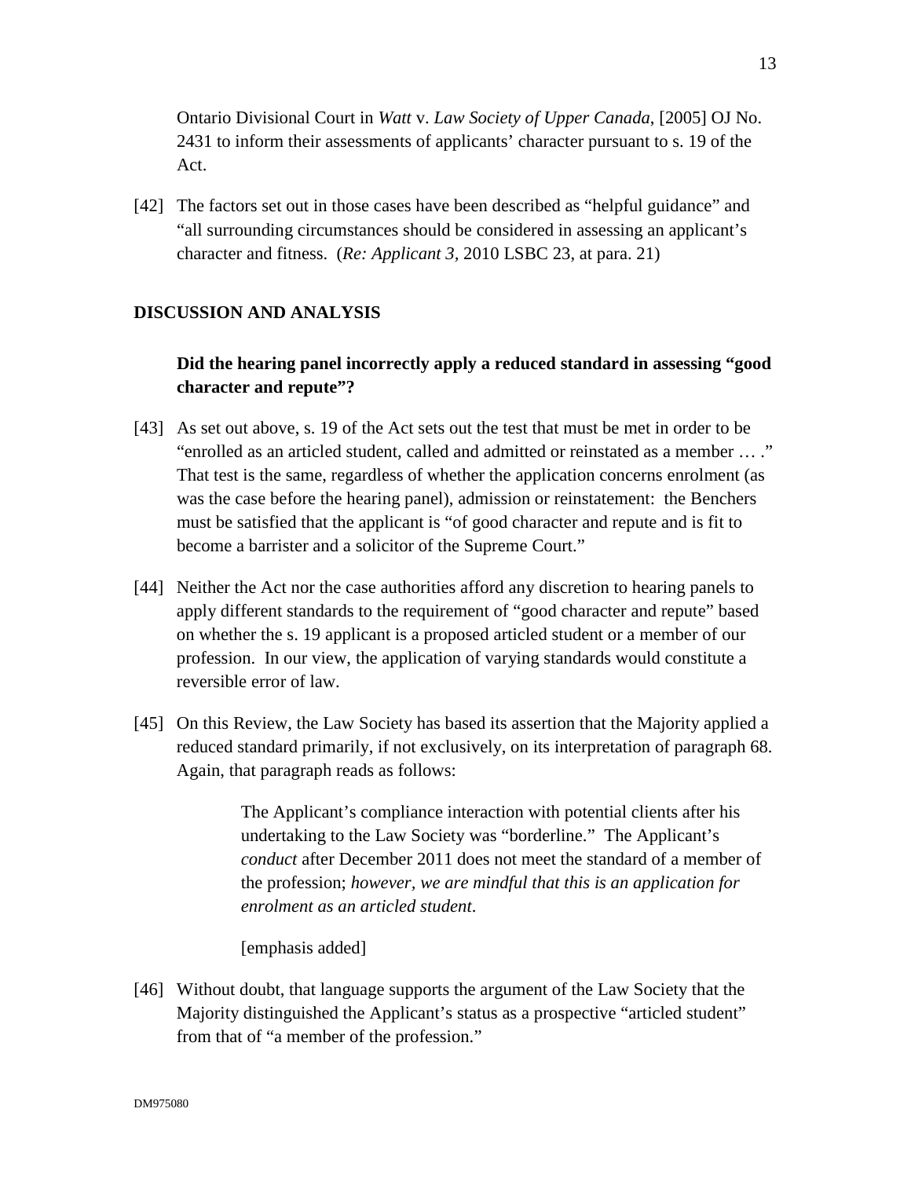Ontario Divisional Court in *Watt* v. *Law Society of Upper Canada*, [2005] OJ No. 2431 to inform their assessments of applicants' character pursuant to s. 19 of the Act.

[42] The factors set out in those cases have been described as "helpful guidance" and "all surrounding circumstances should be considered in assessing an applicant's character and fitness. (*Re: Applicant 3*, 2010 LSBC 23, at para. 21)

## DISCUSSION AND ANALYSIS

### Did the hearing panel incorrectly apply a reduced standard in assessing "good character and repute"?

[43] As set out above, s. 19 of the Act sets out the test that must be met in order to be "enrolled as an articled student, called and admitted or reinstated as a member … ." That test is the same, regardless of whether the application concerns enrolment (as was the case before the hearing panel), admission or reinstatement: the Benchers must be satisfied that the applicant is "of good character and repute and is fit to become a barrister and a solicitor of the Supreme Court."

[44] Neither the Act nor the case authorities afford any discretion to hearing panels to apply different standards to the requirement of "good character and repute" based on whether the s. 19 applicant is a proposed articled student or a member of our profession. In our view, the application of varying standards would constitute a reversible error of law.

[45] On this Review, the Law Society has based its assertion that the Majority applied a reduced standard primarily, if not exclusively, on its interpretation of paragraph 68. Again, that paragraph reads as follows:

> The Applicant's compliance interaction with potential clients after his undertaking to the Law Society was "borderline." The Applicant's *conduct* after December 2011 does not meet the standard of a member of the profession; *however, we are mindful that this is an application for enrolment as an articled student*.
>
> [emphasis added]

[46] Without doubt, that language supports the argument of the Law Society that the Majority distinguished the Applicant's status as a prospective "articled student" from that of "a member of the profession."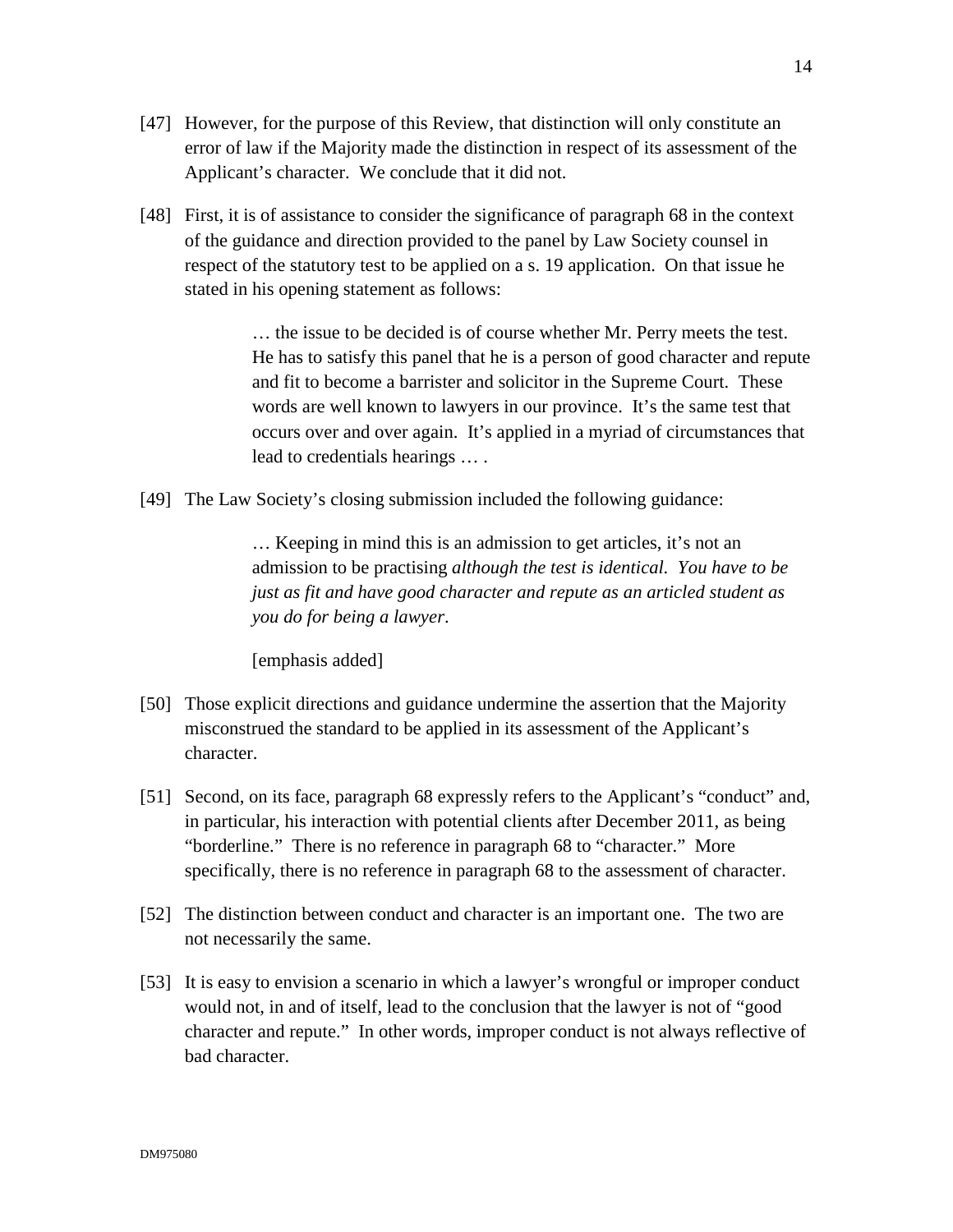[47] However, for the purpose of this Review, that distinction will only constitute an error of law if the Majority made the distinction in respect of its assessment of the Applicant's character. We conclude that it did not.

[48] First, it is of assistance to consider the significance of paragraph 68 in the context of the guidance and direction provided to the panel by Law Society counsel in respect of the statutory test to be applied on a s. 19 application. On that issue he stated in his opening statement as follows:

> … the issue to be decided is of course whether Mr. Perry meets the test. He has to satisfy this panel that he is a person of good character and repute and fit to become a barrister and solicitor in the Supreme Court. These words are well known to lawyers in our province. It's the same test that occurs over and over again. It's applied in a myriad of circumstances that lead to credentials hearings … .

[49] The Law Society's closing submission included the following guidance:

> … Keeping in mind this is an admission to get articles, it's not an admission to be practising *although the test is identical. You have to be just as fit and have good character and repute as an articled student as you do for being a lawyer*.
>
> [emphasis added]

[50] Those explicit directions and guidance undermine the assertion that the Majority misconstrued the standard to be applied in its assessment of the Applicant's character.

[51] Second, on its face, paragraph 68 expressly refers to the Applicant's "conduct" and, in particular, his interaction with potential clients after December 2011, as being "borderline." There is no reference in paragraph 68 to "character." More specifically, there is no reference in paragraph 68 to the assessment of character.

[52] The distinction between conduct and character is an important one. The two are not necessarily the same.

[53] It is easy to envision a scenario in which a lawyer's wrongful or improper conduct would not, in and of itself, lead to the conclusion that the lawyer is not of "good character and repute." In other words, improper conduct is not always reflective of bad character.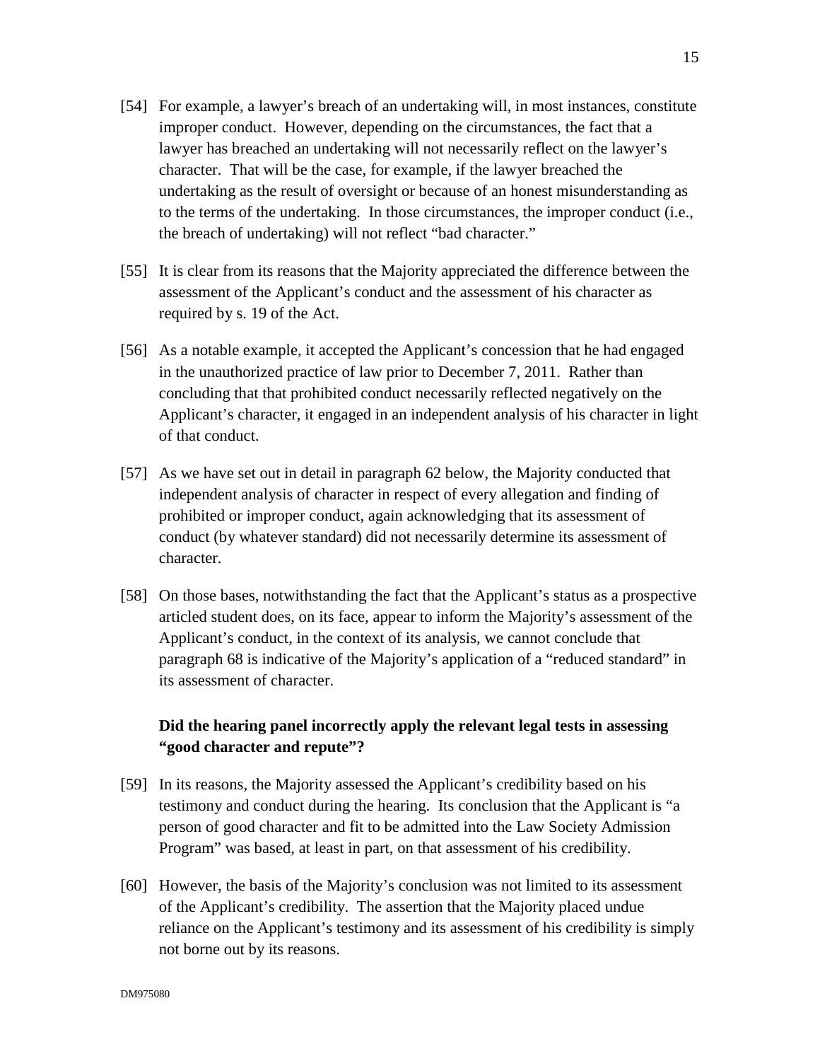[54] For example, a lawyer's breach of an undertaking will, in most instances, constitute improper conduct. However, depending on the circumstances, the fact that a lawyer has breached an undertaking will not necessarily reflect on the lawyer's character. That will be the case, for example, if the lawyer breached the undertaking as the result of oversight or because of an honest misunderstanding as to the terms of the undertaking. In those circumstances, the improper conduct (i.e., the breach of undertaking) will not reflect "bad character."

[55] It is clear from its reasons that the Majority appreciated the difference between the assessment of the Applicant's conduct and the assessment of his character as required by s. 19 of the Act.

[56] As a notable example, it accepted the Applicant's concession that he had engaged in the unauthorized practice of law prior to December 7, 2011. Rather than concluding that that prohibited conduct necessarily reflected negatively on the Applicant's character, it engaged in an independent analysis of his character in light of that conduct.

[57] As we have set out in detail in paragraph 62 below, the Majority conducted that independent analysis of character in respect of every allegation and finding of prohibited or improper conduct, again acknowledging that its assessment of conduct (by whatever standard) did not necessarily determine its assessment of character.

[58] On those bases, notwithstanding the fact that the Applicant's status as a prospective articled student does, on its face, appear to inform the Majority's assessment of the Applicant's conduct, in the context of its analysis, we cannot conclude that paragraph 68 is indicative of the Majority's application of a "reduced standard" in its assessment of character.

**Did the hearing panel incorrectly apply the relevant legal tests in assessing "good character and repute"?**

[59] In its reasons, the Majority assessed the Applicant's credibility based on his testimony and conduct during the hearing. Its conclusion that the Applicant is "a person of good character and fit to be admitted into the Law Society Admission Program" was based, at least in part, on that assessment of his credibility.

[60] However, the basis of the Majority's conclusion was not limited to its assessment of the Applicant's credibility. The assertion that the Majority placed undue reliance on the Applicant's testimony and its assessment of his credibility is simply not borne out by its reasons.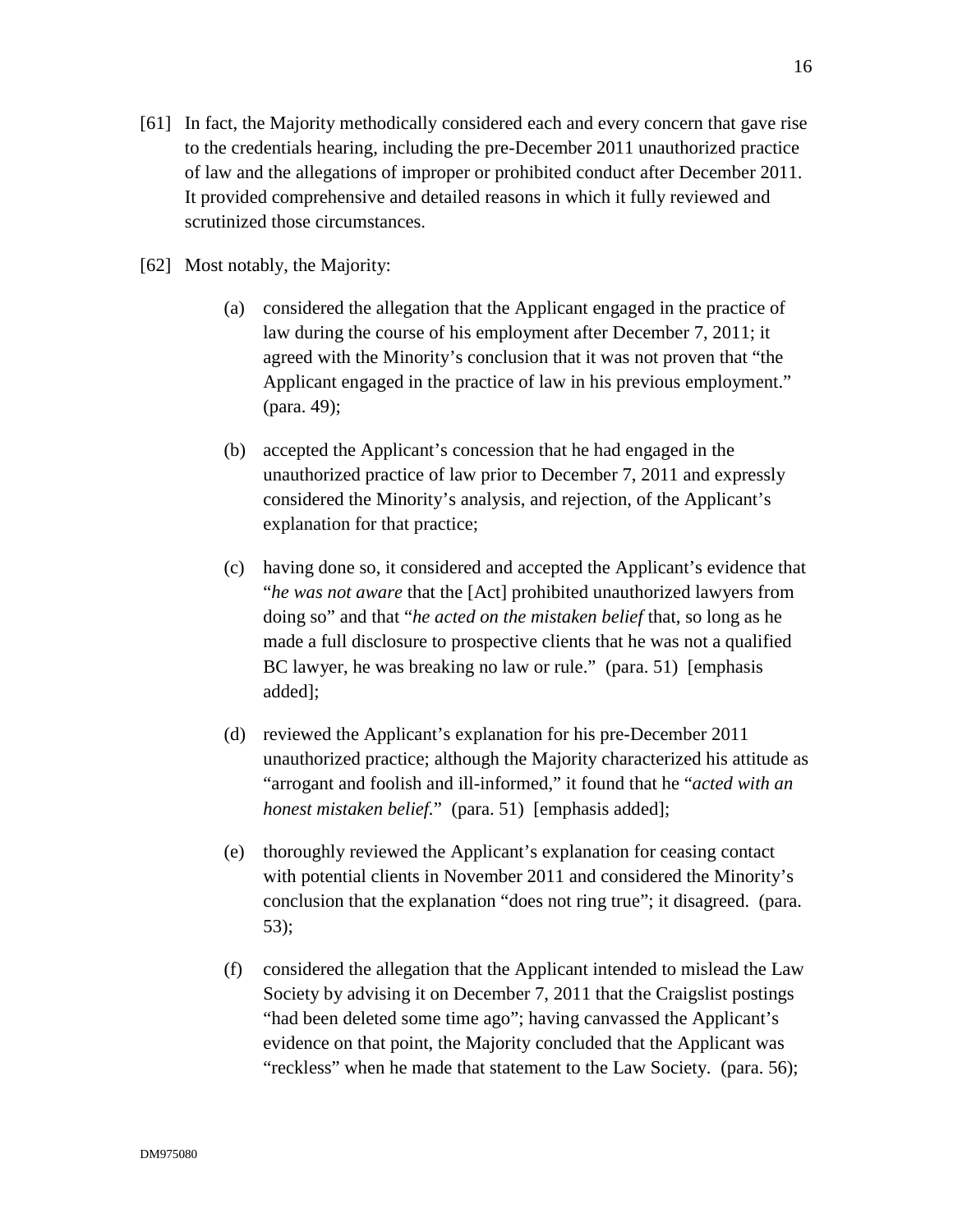[61] In fact, the Majority methodically considered each and every concern that gave rise to the credentials hearing, including the pre-December 2011 unauthorized practice of law and the allegations of improper or prohibited conduct after December 2011. It provided comprehensive and detailed reasons in which it fully reviewed and scrutinized those circumstances.

[62] Most notably, the Majority:

(a) considered the allegation that the Applicant engaged in the practice of law during the course of his employment after December 7, 2011; it agreed with the Minority's conclusion that it was not proven that "the Applicant engaged in the practice of law in his previous employment." (para. 49);

(b) accepted the Applicant's concession that he had engaged in the unauthorized practice of law prior to December 7, 2011 and expressly considered the Minority's analysis, and rejection, of the Applicant's explanation for that practice;

(c) having done so, it considered and accepted the Applicant's evidence that "*he was not aware* that the [Act] prohibited unauthorized lawyers from doing so" and that "*he acted on the mistaken belief* that, so long as he made a full disclosure to prospective clients that he was not a qualified BC lawyer, he was breaking no law or rule." (para. 51) [emphasis added];

(d) reviewed the Applicant's explanation for his pre-December 2011 unauthorized practice; although the Majority characterized his attitude as "arrogant and foolish and ill-informed," it found that he "*acted with an honest mistaken belief*." (para. 51) [emphasis added];

(e) thoroughly reviewed the Applicant's explanation for ceasing contact with potential clients in November 2011 and considered the Minority's conclusion that the explanation "does not ring true"; it disagreed. (para. 53);

(f) considered the allegation that the Applicant intended to mislead the Law Society by advising it on December 7, 2011 that the Craigslist postings "had been deleted some time ago"; having canvassed the Applicant's evidence on that point, the Majority concluded that the Applicant was "reckless" when he made that statement to the Law Society. (para. 56);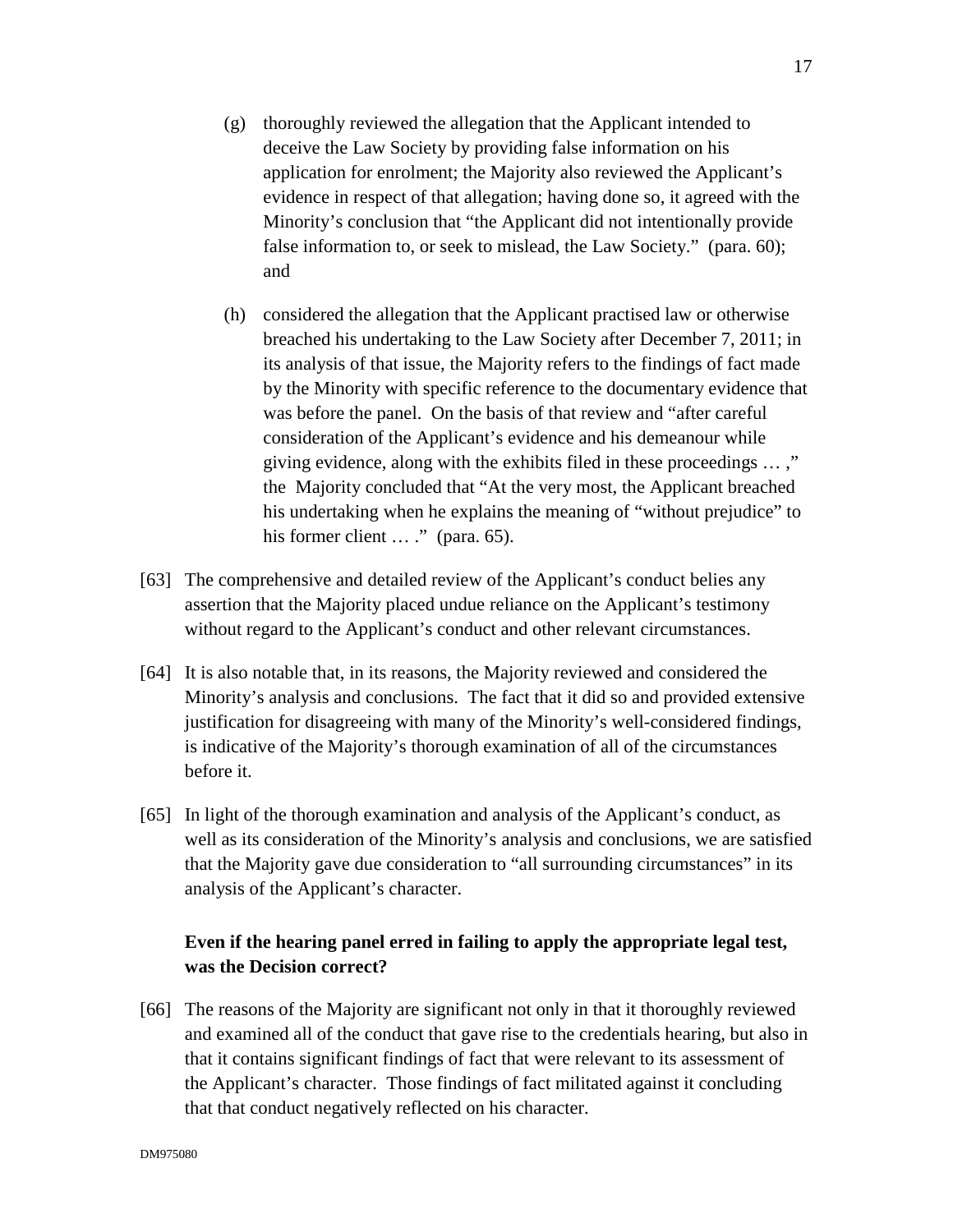(g) thoroughly reviewed the allegation that the Applicant intended to deceive the Law Society by providing false information on his application for enrolment; the Majority also reviewed the Applicant's evidence in respect of that allegation; having done so, it agreed with the Minority's conclusion that "the Applicant did not intentionally provide false information to, or seek to mislead, the Law Society." (para. 60); and

(h) considered the allegation that the Applicant practised law or otherwise breached his undertaking to the Law Society after December 7, 2011; in its analysis of that issue, the Majority refers to the findings of fact made by the Minority with specific reference to the documentary evidence that was before the panel. On the basis of that review and "after careful consideration of the Applicant's evidence and his demeanour while giving evidence, along with the exhibits filed in these proceedings … ," the Majority concluded that "At the very most, the Applicant breached his undertaking when he explains the meaning of "without prejudice" to his former client … ." (para. 65).

[63] The comprehensive and detailed review of the Applicant's conduct belies any assertion that the Majority placed undue reliance on the Applicant's testimony without regard to the Applicant's conduct and other relevant circumstances.

[64] It is also notable that, in its reasons, the Majority reviewed and considered the Minority's analysis and conclusions. The fact that it did so and provided extensive justification for disagreeing with many of the Minority's well-considered findings, is indicative of the Majority's thorough examination of all of the circumstances before it.

[65] In light of the thorough examination and analysis of the Applicant's conduct, as well as its consideration of the Minority's analysis and conclusions, we are satisfied that the Majority gave due consideration to "all surrounding circumstances" in its analysis of the Applicant's character.

**Even if the hearing panel erred in failing to apply the appropriate legal test, was the Decision correct?**

[66] The reasons of the Majority are significant not only in that it thoroughly reviewed and examined all of the conduct that gave rise to the credentials hearing, but also in that it contains significant findings of fact that were relevant to its assessment of the Applicant's character. Those findings of fact militated against it concluding that that conduct negatively reflected on his character.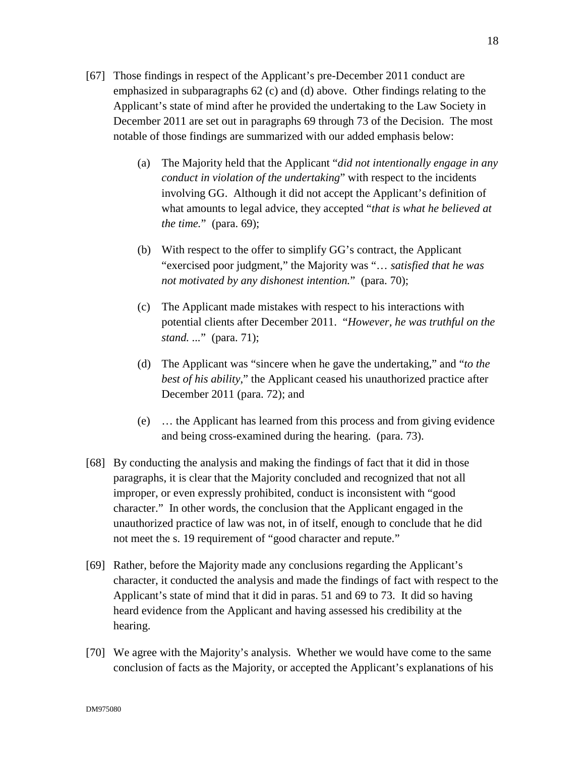[67] Those findings in respect of the Applicant's pre-December 2011 conduct are emphasized in subparagraphs 62 (c) and (d) above. Other findings relating to the Applicant's state of mind after he provided the undertaking to the Law Society in December 2011 are set out in paragraphs 69 through 73 of the Decision. The most notable of those findings are summarized with our added emphasis below:

(a) The Majority held that the Applicant "*did not intentionally engage in any conduct in violation of the undertaking*" with respect to the incidents involving GG. Although it did not accept the Applicant's definition of what amounts to legal advice, they accepted "*that is what he believed at the time.*" (para. 69);

(b) With respect to the offer to simplify GG's contract, the Applicant "exercised poor judgment," the Majority was "… *satisfied that he was not motivated by any dishonest intention.*" (para. 70);

(c) The Applicant made mistakes with respect to his interactions with potential clients after December 2011. "*However, he was truthful on the stand. ...*" (para. 71);

(d) The Applicant was "sincere when he gave the undertaking," and "*to the best of his ability*," the Applicant ceased his unauthorized practice after December 2011 (para. 72); and

(e) … the Applicant has learned from this process and from giving evidence and being cross-examined during the hearing. (para. 73).

[68] By conducting the analysis and making the findings of fact that it did in those paragraphs, it is clear that the Majority concluded and recognized that not all improper, or even expressly prohibited, conduct is inconsistent with "good character." In other words, the conclusion that the Applicant engaged in the unauthorized practice of law was not, in of itself, enough to conclude that he did not meet the s. 19 requirement of "good character and repute."

[69] Rather, before the Majority made any conclusions regarding the Applicant's character, it conducted the analysis and made the findings of fact with respect to the Applicant's state of mind that it did in paras. 51 and 69 to 73. It did so having heard evidence from the Applicant and having assessed his credibility at the hearing.

[70] We agree with the Majority's analysis. Whether we would have come to the same conclusion of facts as the Majority, or accepted the Applicant's explanations of his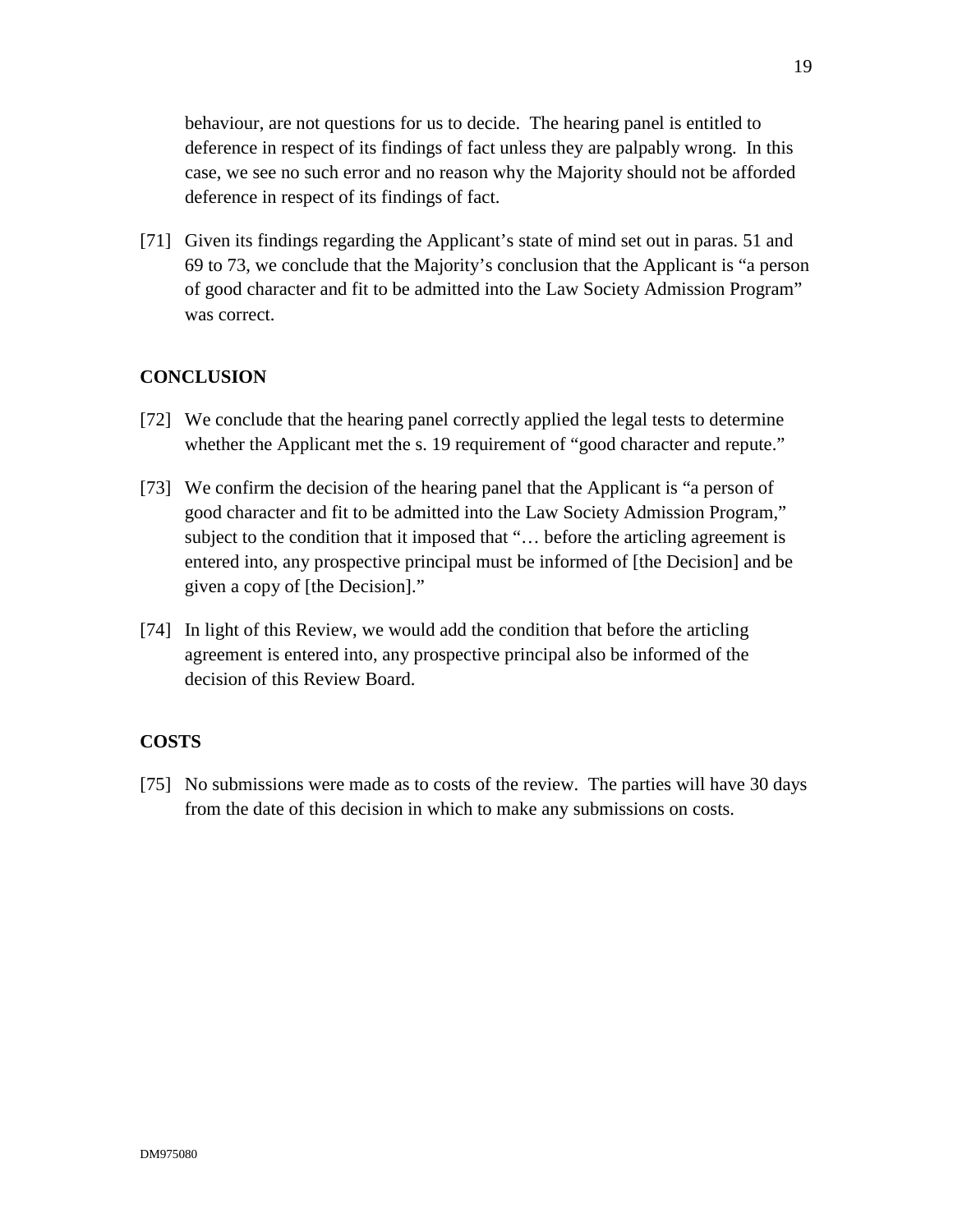behaviour, are not questions for us to decide. The hearing panel is entitled to deference in respect of its findings of fact unless they are palpably wrong. In this case, we see no such error and no reason why the Majority should not be afforded deference in respect of its findings of fact.

[71] Given its findings regarding the Applicant's state of mind set out in paras. 51 and 69 to 73, we conclude that the Majority's conclusion that the Applicant is "a person of good character and fit to be admitted into the Law Society Admission Program" was correct.

**CONCLUSION**

[72] We conclude that the hearing panel correctly applied the legal tests to determine whether the Applicant met the s. 19 requirement of "good character and repute."

[73] We confirm the decision of the hearing panel that the Applicant is "a person of good character and fit to be admitted into the Law Society Admission Program," subject to the condition that it imposed that "… before the articling agreement is entered into, any prospective principal must be informed of [the Decision] and be given a copy of [the Decision]."

[74] In light of this Review, we would add the condition that before the articling agreement is entered into, any prospective principal also be informed of the decision of this Review Board.

**COSTS**

[75] No submissions were made as to costs of the review. The parties will have 30 days from the date of this decision in which to make any submissions on costs.

DM975080